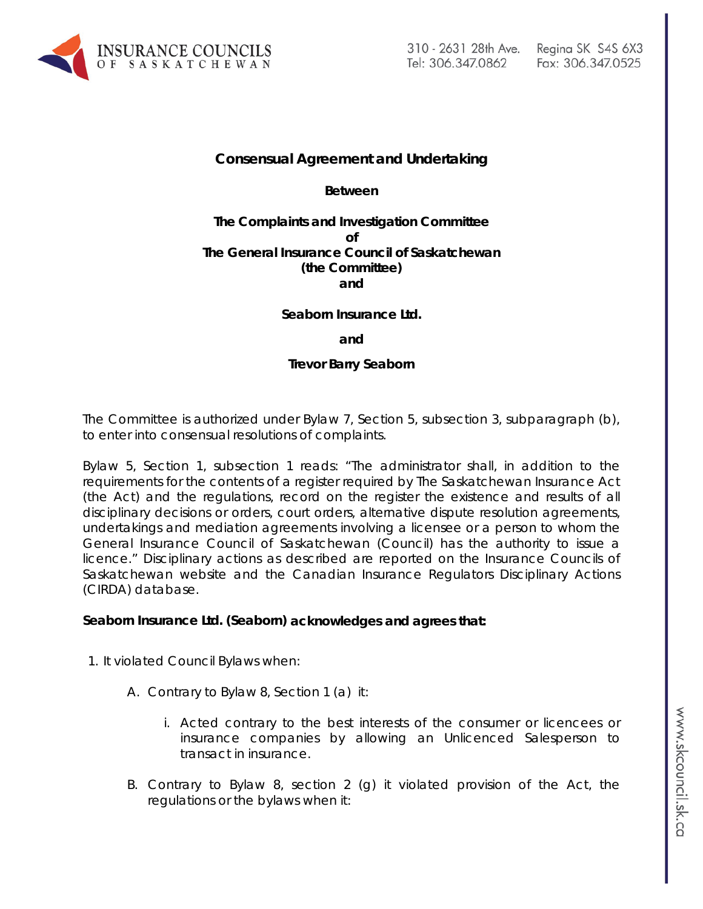# Consensual Agreement and Undertaking

**Between**

**The Complaints and Investigation Committee**
**of**
**The General Insurance Council of Saskatchewan**
**(the Committee)**
**and**

**Seaborn Insurance Ltd.**

**and**

**Trevor Barry Seaborn**

The Committee is authorized under Bylaw 7, Section 5, subsection 3, subparagraph (b), to enter into consensual resolutions of complaints.

Bylaw 5, Section 1, subsection 1 reads: "The administrator shall, in addition to the requirements for the contents of a register required by The Saskatchewan Insurance Act (the Act) and the regulations, record on the register the existence and results of all disciplinary decisions or orders, court orders, alternative dispute resolution agreements, undertakings and mediation agreements involving a licensee or a person to whom the General Insurance Council of Saskatchewan (Council) has the authority to issue a licence." Disciplinary actions as described are reported on the Insurance Councils of Saskatchewan website and the Canadian Insurance Regulators Disciplinary Actions (CIRDA) database.

**Seaborn Insurance Ltd. (Seaborn) acknowledges and agrees that:**

1. It violated Council Bylaws when:

   A. Contrary to Bylaw 8, Section 1 (a) it:

      i. Acted contrary to the best interests of the consumer or licencees or insurance companies by allowing an Unlicenced Salesperson to transact in insurance.

   B. Contrary to Bylaw 8, section 2 (g) it violated provision of the Act, the regulations or the bylaws when it: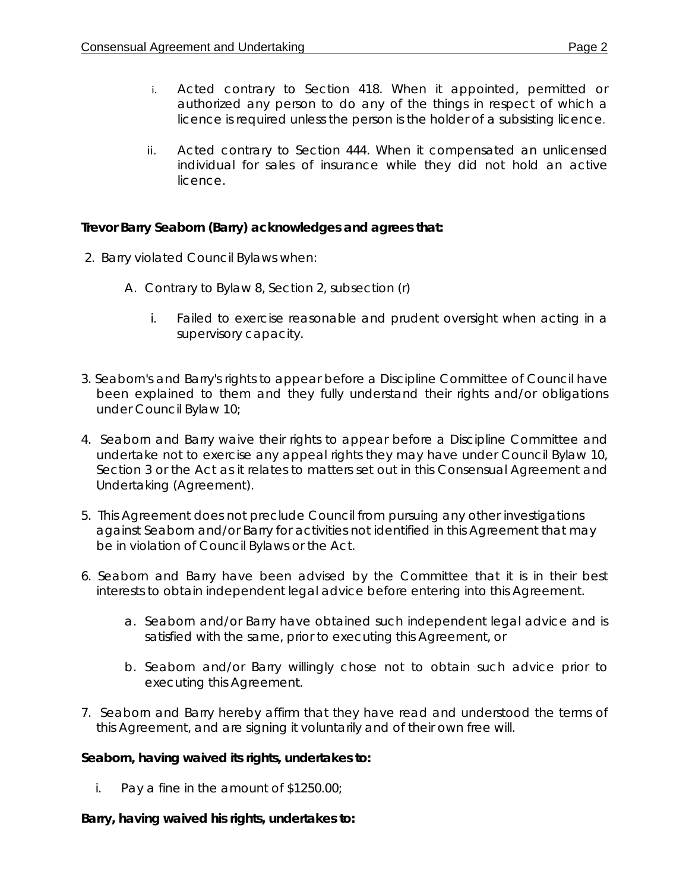i. Acted contrary to Section 418. When it appointed, permitted or authorized any person to do any of the things in respect of which a licence is required unless the person is the holder of a subsisting licence.

ii. Acted contrary to Section 444. When it compensated an unlicensed individual for sales of insurance while they did not hold an active licence.

**Trevor Barry Seaborn (Barry) acknowledges and agrees that:**

2. Barry violated Council Bylaws when:

   A. Contrary to Bylaw 8, Section 2, subsection (r)

      i. Failed to exercise reasonable and prudent oversight when acting in a supervisory capacity.

3. Seaborn's and Barry's rights to appear before a Discipline Committee of Council have been explained to them and they fully understand their rights and/or obligations under Council Bylaw 10;

4. Seaborn and Barry waive their rights to appear before a Discipline Committee and undertake not to exercise any appeal rights they may have under Council Bylaw 10, Section 3 or the Act as it relates to matters set out in this Consensual Agreement and Undertaking (Agreement).

5. This Agreement does not preclude Council from pursuing any other investigations against Seaborn and/or Barry for activities not identified in this Agreement that may be in violation of Council Bylaws or the Act.

6. Seaborn and Barry have been advised by the Committee that it is in their best interests to obtain independent legal advice before entering into this Agreement.

   a. Seaborn and/or Barry have obtained such independent legal advice and is satisfied with the same, prior to executing this Agreement, or

   b. Seaborn and/or Barry willingly chose not to obtain such advice prior to executing this Agreement.

7. Seaborn and Barry hereby affirm that they have read and understood the terms of this Agreement, and are signing it voluntarily and of their own free will.

**Seaborn, having waived its rights, undertakes to:**

i. Pay a fine in the amount of $1250.00;

**Barry, having waived his rights, undertakes to:**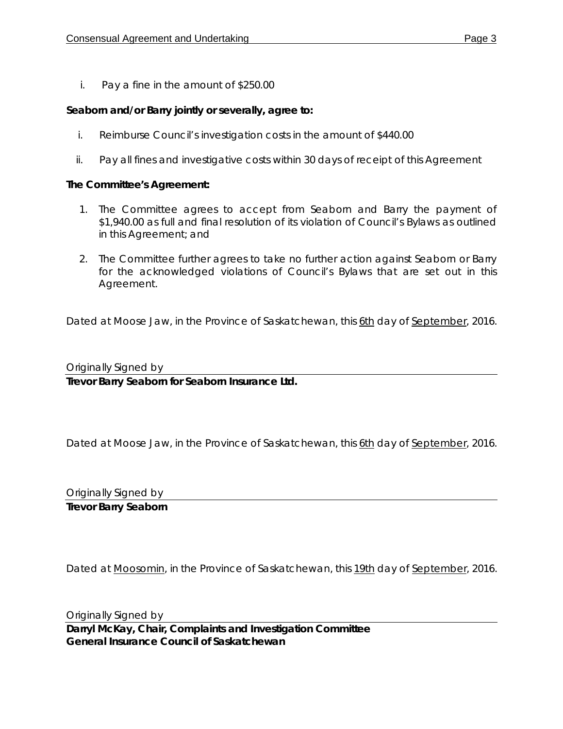i. Pay a fine in the amount of $250.00

**Seaborn and/or Barry jointly or severally, agree to:**

i. Reimburse Council's investigation costs in the amount of $440.00

ii. Pay all fines and investigative costs within 30 days of receipt of this Agreement

**The Committee's Agreement:**

1. The Committee agrees to accept from Seaborn and Barry the payment of $1,940.00 as full and final resolution of its violation of Council's Bylaws as outlined in this Agreement; and

2. The Committee further agrees to take no further action against Seaborn or Barry for the acknowledged violations of Council's Bylaws that are set out in this Agreement.

Dated at Moose Jaw, in the Province of Saskatchewan, this 6th day of September, 2016.

Originally Signed by

**Trevor Barry Seaborn for Seaborn Insurance Ltd.**

Dated at Moose Jaw, in the Province of Saskatchewan, this 6th day of September, 2016.

Originally Signed by

**Trevor Barry Seaborn**

Dated at Moosomin, in the Province of Saskatchewan, this 19th day of September, 2016.

Originally Signed by

**Darryl McKay, Chair, Complaints and Investigation Committee**
**General Insurance Council of Saskatchewan**